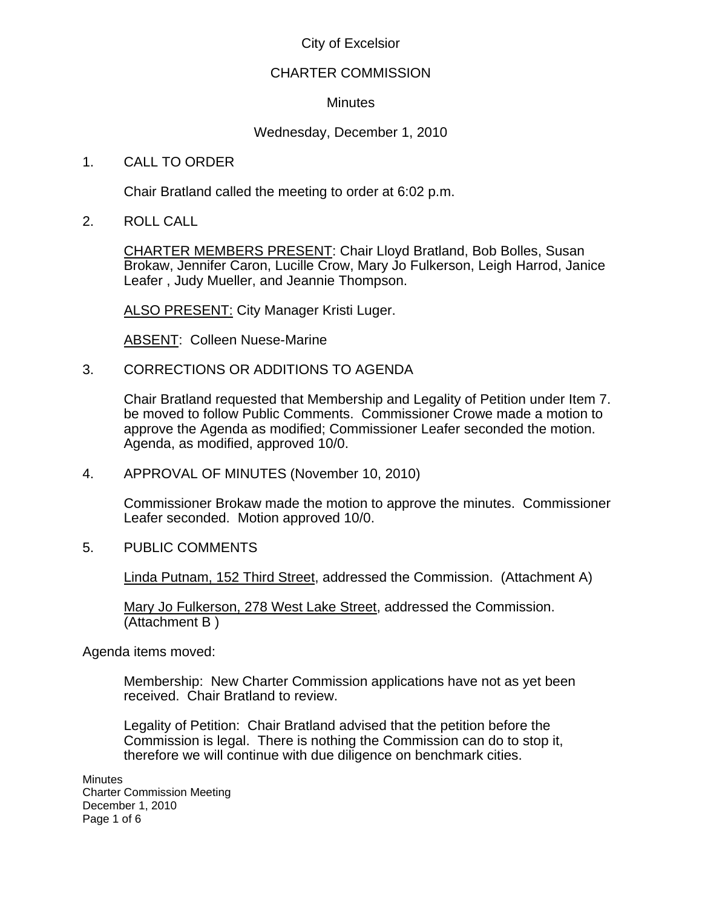City of Excelsior

CHARTER COMMISSION

Minutes

Wednesday, December 1, 2010

1. CALL TO ORDER

   Chair Bratland called the meeting to order at 6:02 p.m.

2. ROLL CALL

   <u>CHARTER MEMBERS PRESENT</u>: Chair Lloyd Bratland, Bob Bolles, Susan Brokaw, Jennifer Caron, Lucille Crow, Mary Jo Fulkerson, Leigh Harrod, Janice Leafer , Judy Mueller, and Jeannie Thompson.

   <u>ALSO PRESENT:</u> City Manager Kristi Luger.

   <u>ABSENT</u>: Colleen Nuese-Marine

3. CORRECTIONS OR ADDITIONS TO AGENDA

   Chair Bratland requested that Membership and Legality of Petition under Item 7. be moved to follow Public Comments. Commissioner Crowe made a motion to approve the Agenda as modified; Commissioner Leafer seconded the motion. Agenda, as modified, approved 10/0.

4. APPROVAL OF MINUTES (November 10, 2010)

   Commissioner Brokaw made the motion to approve the minutes. Commissioner Leafer seconded. Motion approved 10/0.

5. PUBLIC COMMENTS

   <u>Linda Putnam, 152 Third Street</u>, addressed the Commission. (Attachment A)

   <u>Mary Jo Fulkerson, 278 West Lake Street</u>, addressed the Commission. (Attachment B )

Agenda items moved:

   Membership: New Charter Commission applications have not as yet been received. Chair Bratland to review.

   Legality of Petition: Chair Bratland advised that the petition before the Commission is legal. There is nothing the Commission can do to stop it, therefore we will continue with due diligence on benchmark cities.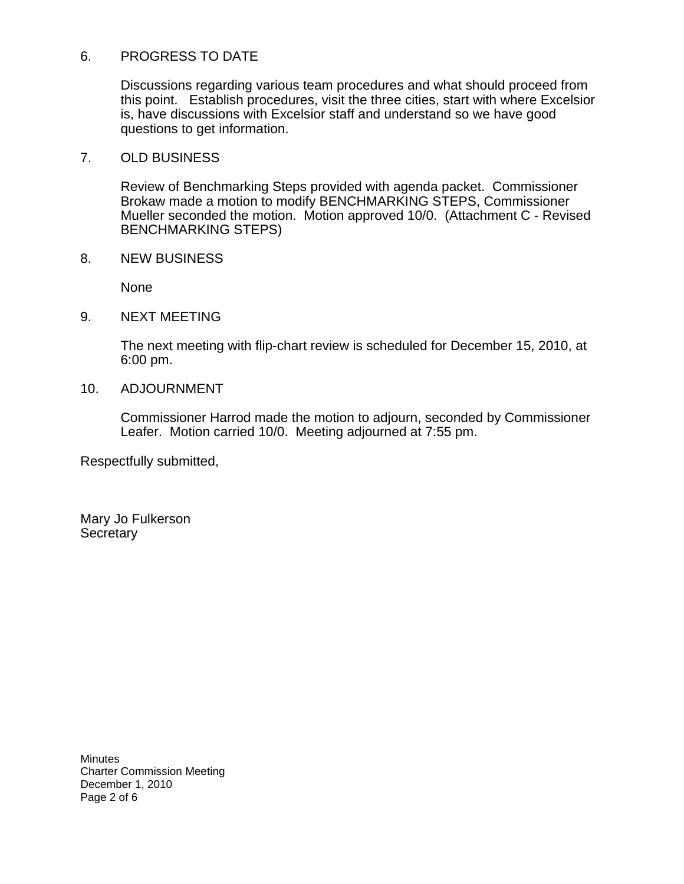6. PROGRESS TO DATE

   Discussions regarding various team procedures and what should proceed from this point. Establish procedures, visit the three cities, start with where Excelsior is, have discussions with Excelsior staff and understand so we have good questions to get information.

7. OLD BUSINESS

   Review of Benchmarking Steps provided with agenda packet. Commissioner Brokaw made a motion to modify BENCHMARKING STEPS, Commissioner Mueller seconded the motion. Motion approved 10/0. (Attachment C - Revised BENCHMARKING STEPS)

8. NEW BUSINESS

   None

9. NEXT MEETING

   The next meeting with flip-chart review is scheduled for December 15, 2010, at 6:00 pm.

10. ADJOURNMENT

    Commissioner Harrod made the motion to adjourn, seconded by Commissioner Leafer. Motion carried 10/0. Meeting adjourned at 7:55 pm.

Respectfully submitted,

Mary Jo Fulkerson
Secretary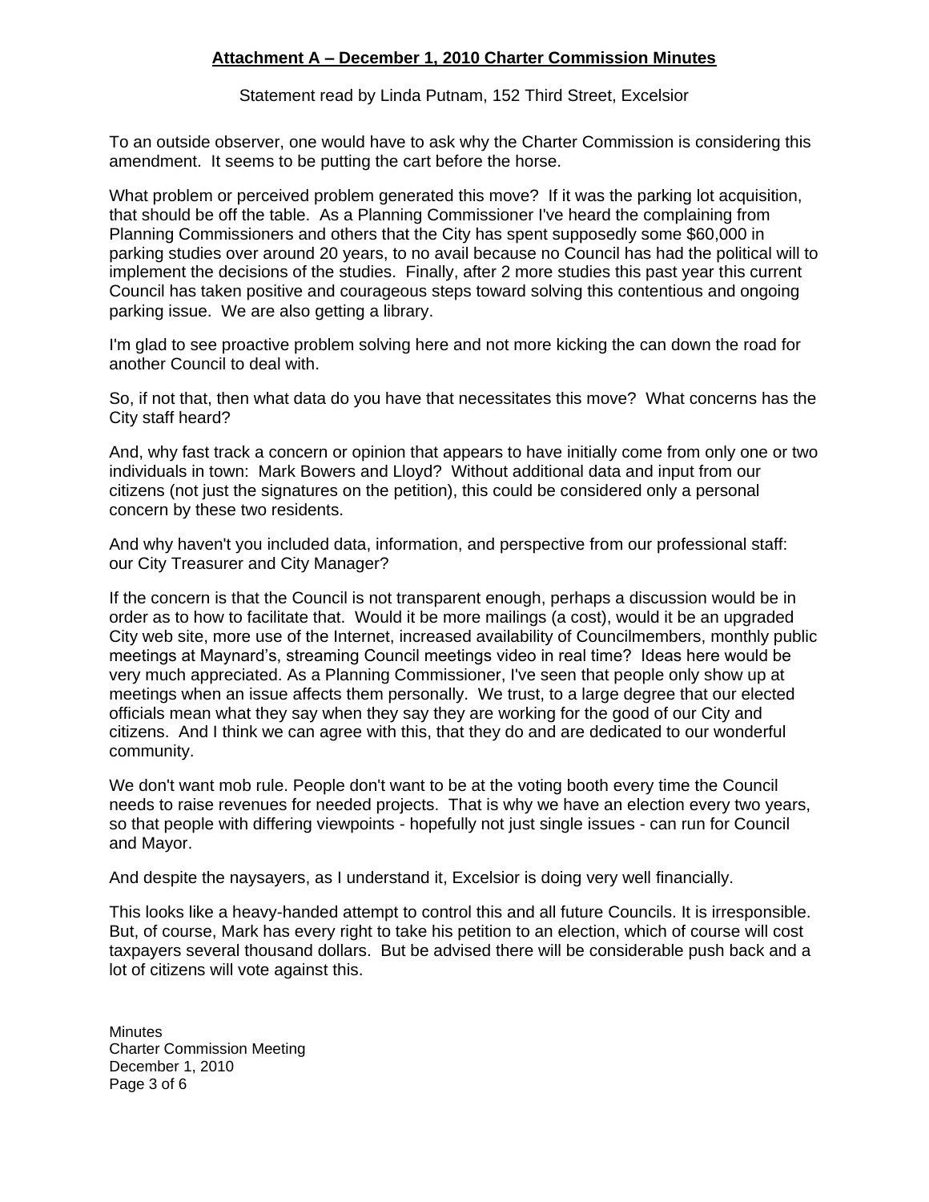**Attachment A – December 1, 2010 Charter Commission Minutes**

Statement read by Linda Putnam, 152 Third Street, Excelsior

To an outside observer, one would have to ask why the Charter Commission is considering this amendment. It seems to be putting the cart before the horse.

What problem or perceived problem generated this move? If it was the parking lot acquisition, that should be off the table. As a Planning Commissioner I've heard the complaining from Planning Commissioners and others that the City has spent supposedly some $60,000 in parking studies over around 20 years, to no avail because no Council has had the political will to implement the decisions of the studies. Finally, after 2 more studies this past year this current Council has taken positive and courageous steps toward solving this contentious and ongoing parking issue. We are also getting a library.

I'm glad to see proactive problem solving here and not more kicking the can down the road for another Council to deal with.

So, if not that, then what data do you have that necessitates this move? What concerns has the City staff heard?

And, why fast track a concern or opinion that appears to have initially come from only one or two individuals in town: Mark Bowers and Lloyd? Without additional data and input from our citizens (not just the signatures on the petition), this could be considered only a personal concern by these two residents.

And why haven't you included data, information, and perspective from our professional staff: our City Treasurer and City Manager?

If the concern is that the Council is not transparent enough, perhaps a discussion would be in order as to how to facilitate that. Would it be more mailings (a cost), would it be an upgraded City web site, more use of the Internet, increased availability of Councilmembers, monthly public meetings at Maynard's, streaming Council meetings video in real time? Ideas here would be very much appreciated. As a Planning Commissioner, I've seen that people only show up at meetings when an issue affects them personally. We trust, to a large degree that our elected officials mean what they say when they say they are working for the good of our City and citizens. And I think we can agree with this, that they do and are dedicated to our wonderful community.

We don't want mob rule. People don't want to be at the voting booth every time the Council needs to raise revenues for needed projects. That is why we have an election every two years, so that people with differing viewpoints - hopefully not just single issues - can run for Council and Mayor.

And despite the naysayers, as I understand it, Excelsior is doing very well financially.

This looks like a heavy-handed attempt to control this and all future Councils. It is irresponsible. But, of course, Mark has every right to take his petition to an election, which of course will cost taxpayers several thousand dollars. But be advised there will be considerable push back and a lot of citizens will vote against this.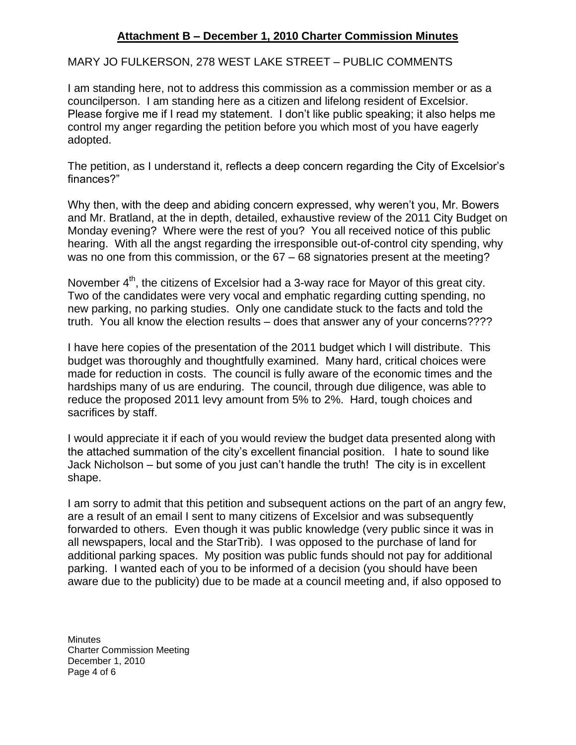## Attachment B – December 1, 2010 Charter Commission Minutes

MARY JO FULKERSON, 278 WEST LAKE STREET – PUBLIC COMMENTS

I am standing here, not to address this commission as a commission member or as a councilperson. I am standing here as a citizen and lifelong resident of Excelsior. Please forgive me if I read my statement. I don't like public speaking; it also helps me control my anger regarding the petition before you which most of you have eagerly adopted.

The petition, as I understand it, reflects a deep concern regarding the City of Excelsior's finances?"

Why then, with the deep and abiding concern expressed, why weren't you, Mr. Bowers and Mr. Bratland, at the in depth, detailed, exhaustive review of the 2011 City Budget on Monday evening? Where were the rest of you? You all received notice of this public hearing. With all the angst regarding the irresponsible out-of-control city spending, why was no one from this commission, or the 67 – 68 signatories present at the meeting?

November 4th, the citizens of Excelsior had a 3-way race for Mayor of this great city. Two of the candidates were very vocal and emphatic regarding cutting spending, no new parking, no parking studies. Only one candidate stuck to the facts and told the truth. You all know the election results – does that answer any of your concerns????

I have here copies of the presentation of the 2011 budget which I will distribute. This budget was thoroughly and thoughtfully examined. Many hard, critical choices were made for reduction in costs. The council is fully aware of the economic times and the hardships many of us are enduring. The council, through due diligence, was able to reduce the proposed 2011 levy amount from 5% to 2%. Hard, tough choices and sacrifices by staff.

I would appreciate it if each of you would review the budget data presented along with the attached summation of the city's excellent financial position. I hate to sound like Jack Nicholson – but some of you just can't handle the truth! The city is in excellent shape.

I am sorry to admit that this petition and subsequent actions on the part of an angry few, are a result of an email I sent to many citizens of Excelsior and was subsequently forwarded to others. Even though it was public knowledge (very public since it was in all newspapers, local and the StarTrib). I was opposed to the purchase of land for additional parking spaces. My position was public funds should not pay for additional parking. I wanted each of you to be informed of a decision (you should have been aware due to the publicity) due to be made at a council meeting and, if also opposed to

Minutes
Charter Commission Meeting
December 1, 2010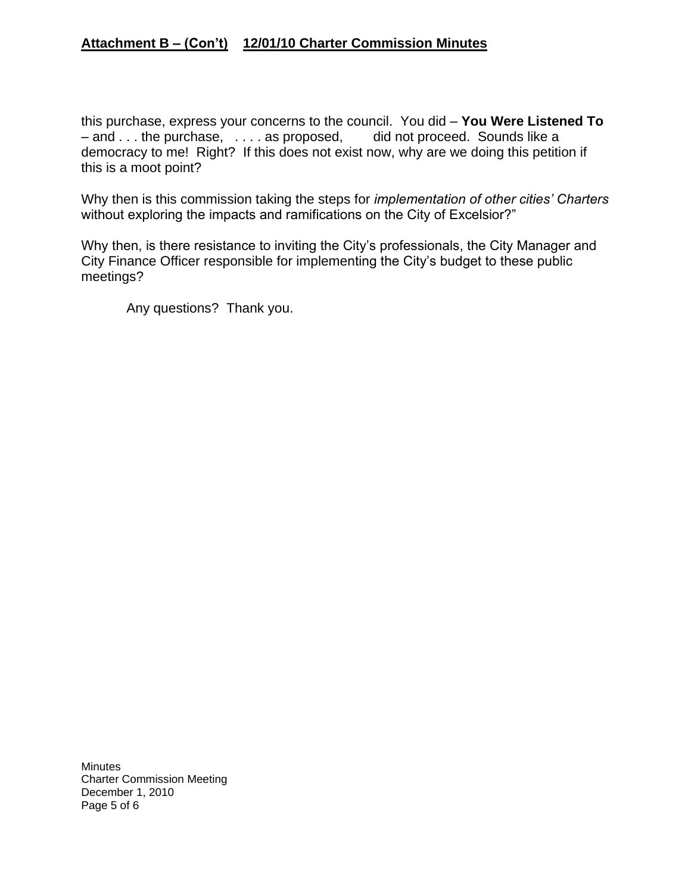**Attachment B – (Con't)    12/01/10 Charter Commission Minutes**

this purchase, express your concerns to the council. You did – **You Were Listened To** – and . . . the purchase, . . . . as proposed, did not proceed. Sounds like a democracy to me! Right? If this does not exist now, why are we doing this petition if this is a moot point?

Why then is this commission taking the steps for *implementation of other cities' Charters* without exploring the impacts and ramifications on the City of Excelsior?"

Why then, is there resistance to inviting the City's professionals, the City Manager and City Finance Officer responsible for implementing the City's budget to these public meetings?

Any questions? Thank you.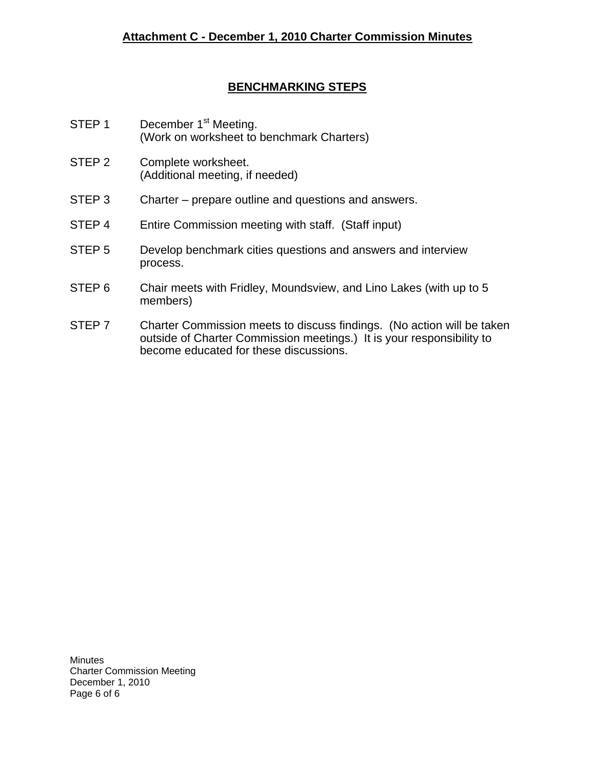**Attachment C - December 1, 2010 Charter Commission Minutes**

## BENCHMARKING STEPS

STEP 1 December 1st Meeting.
(Work on worksheet to benchmark Charters)

STEP 2 Complete worksheet.
(Additional meeting, if needed)

STEP 3 Charter – prepare outline and questions and answers.

STEP 4 Entire Commission meeting with staff. (Staff input)

STEP 5 Develop benchmark cities questions and answers and interview process.

STEP 6 Chair meets with Fridley, Moundsview, and Lino Lakes (with up to 5 members)

STEP 7 Charter Commission meets to discuss findings. (No action will be taken outside of Charter Commission meetings.) It is your responsibility to become educated for these discussions.